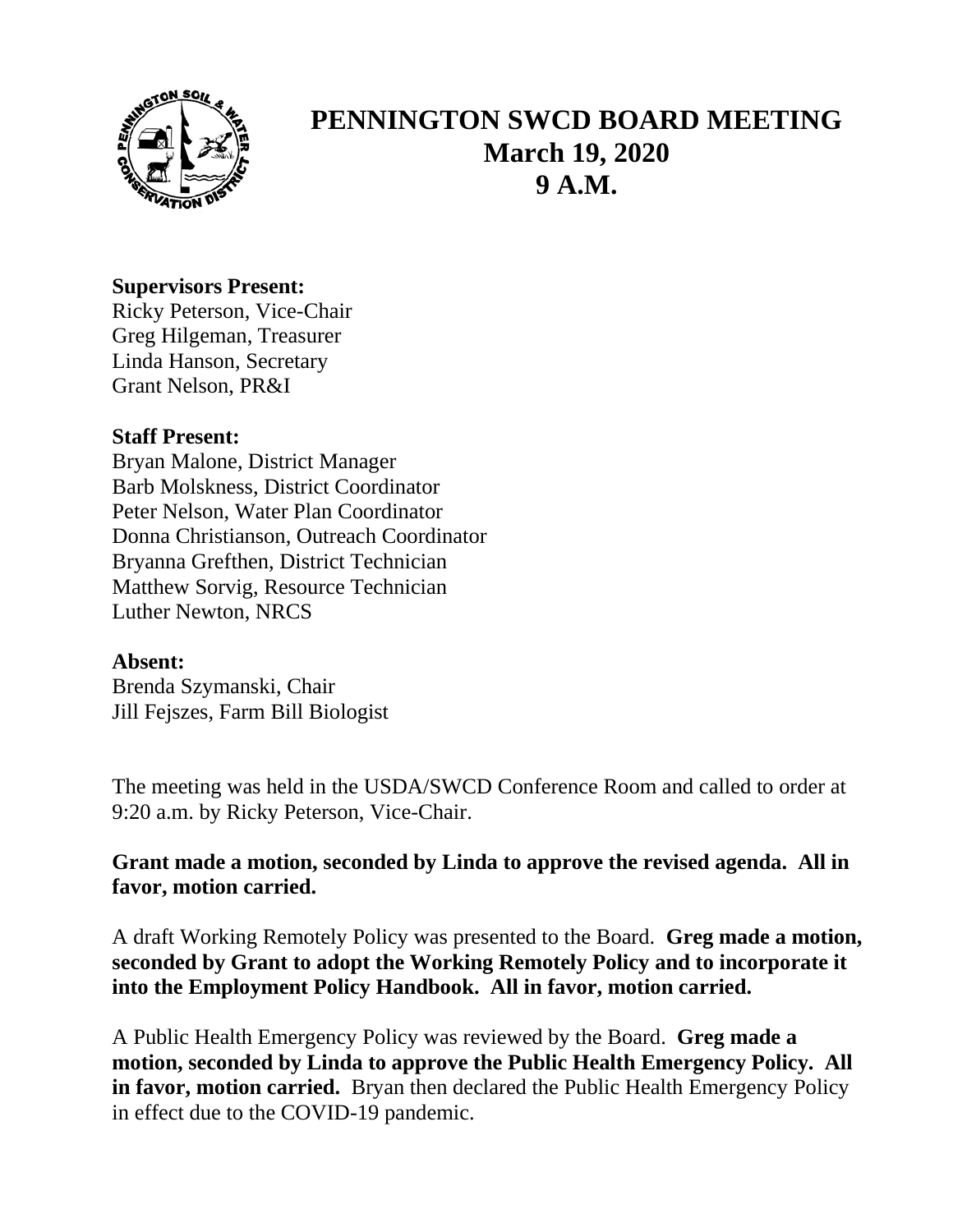# PENNINGTON SWCD BOARD MEETING
## March 19, 2020
## 9 A.M.

**Supervisors Present:**
Ricky Peterson, Vice-Chair
Greg Hilgeman, Treasurer
Linda Hanson, Secretary
Grant Nelson, PR&I

**Staff Present:**
Bryan Malone, District Manager
Barb Molskness, District Coordinator
Peter Nelson, Water Plan Coordinator
Donna Christianson, Outreach Coordinator
Bryanna Grefthen, District Technician
Matthew Sorvig, Resource Technician
Luther Newton, NRCS

**Absent:**
Brenda Szymanski, Chair
Jill Fejszes, Farm Bill Biologist

The meeting was held in the USDA/SWCD Conference Room and called to order at 9:20 a.m. by Ricky Peterson, Vice-Chair.

**Grant made a motion, seconded by Linda to approve the revised agenda. All in favor, motion carried.**

A draft Working Remotely Policy was presented to the Board. **Greg made a motion, seconded by Grant to adopt the Working Remotely Policy and to incorporate it into the Employment Policy Handbook. All in favor, motion carried.**

A Public Health Emergency Policy was reviewed by the Board. **Greg made a motion, seconded by Linda to approve the Public Health Emergency Policy. All in favor, motion carried.** Bryan then declared the Public Health Emergency Policy in effect due to the COVID-19 pandemic.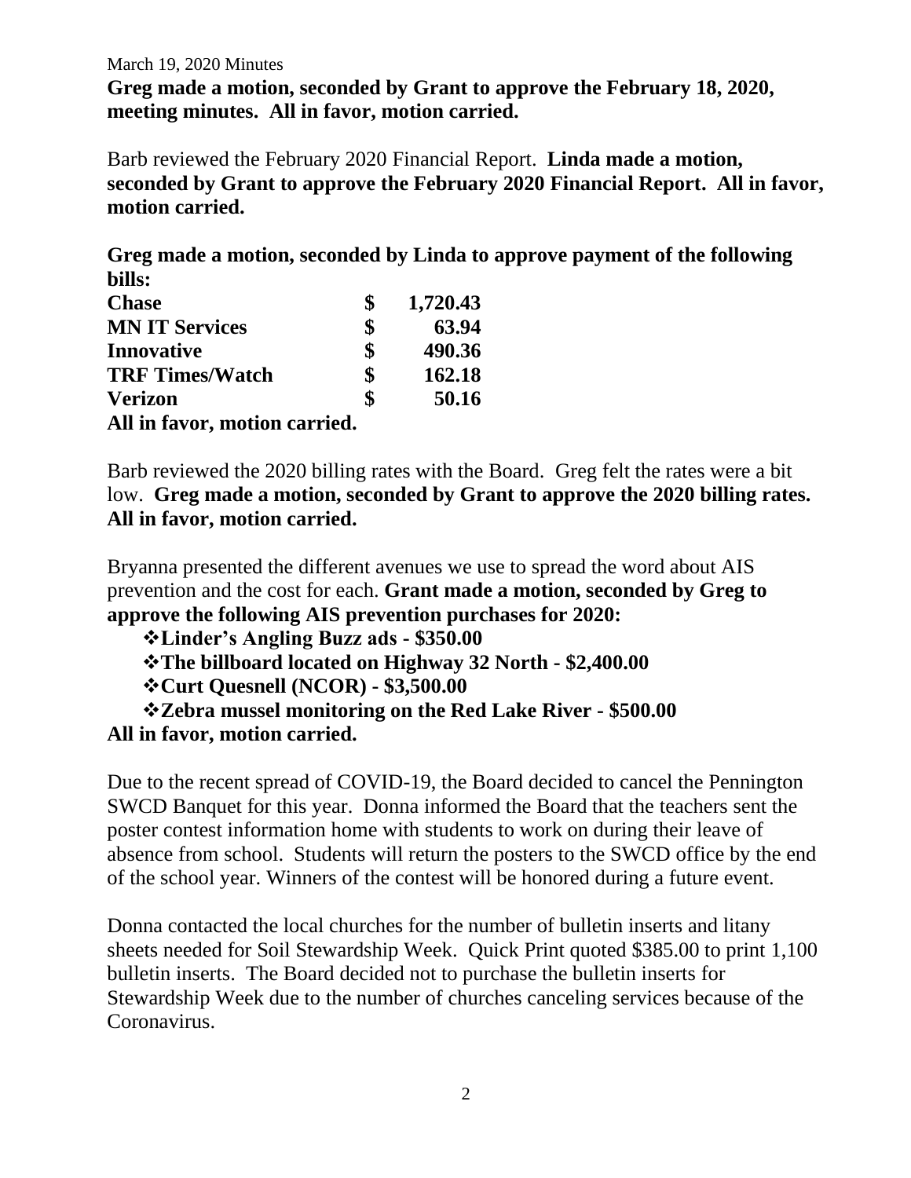March 19, 2020 Minutes

**Greg made a motion, seconded by Grant to approve the February 18, 2020, meeting minutes. All in favor, motion carried.**

Barb reviewed the February 2020 Financial Report. **Linda made a motion, seconded by Grant to approve the February 2020 Financial Report. All in favor, motion carried.**

**Greg made a motion, seconded by Linda to approve payment of the following bills:**

| | | |
|---|---|---|
| **Chase** | **$** | **1,720.43** |
| **MN IT Services** | **$** | **63.94** |
| **Innovative** | **$** | **490.36** |
| **TRF Times/Watch** | **$** | **162.18** |
| **Verizon** | **$** | **50.16** |

**All in favor, motion carried.**

Barb reviewed the 2020 billing rates with the Board. Greg felt the rates were a bit low. **Greg made a motion, seconded by Grant to approve the 2020 billing rates. All in favor, motion carried.**

Bryanna presented the different avenues we use to spread the word about AIS prevention and the cost for each. **Grant made a motion, seconded by Greg to approve the following AIS prevention purchases for 2020:**

- **Linder's Angling Buzz ads - $350.00**
- **The billboard located on Highway 32 North - $2,400.00**
- **Curt Quesnell (NCOR) - $3,500.00**
- **Zebra mussel monitoring on the Red Lake River - $500.00**

**All in favor, motion carried.**

Due to the recent spread of COVID-19, the Board decided to cancel the Pennington SWCD Banquet for this year. Donna informed the Board that the teachers sent the poster contest information home with students to work on during their leave of absence from school. Students will return the posters to the SWCD office by the end of the school year. Winners of the contest will be honored during a future event.

Donna contacted the local churches for the number of bulletin inserts and litany sheets needed for Soil Stewardship Week. Quick Print quoted $385.00 to print 1,100 bulletin inserts. The Board decided not to purchase the bulletin inserts for Stewardship Week due to the number of churches canceling services because of the Coronavirus.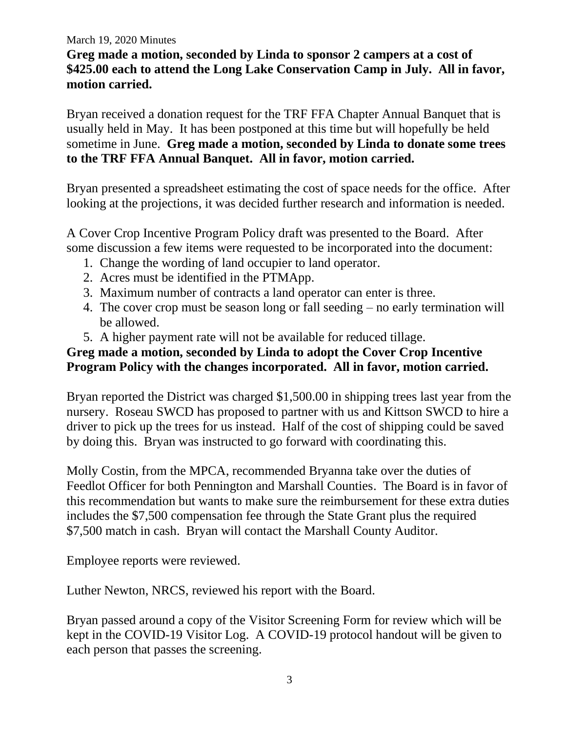March 19, 2020 Minutes

**Greg made a motion, seconded by Linda to sponsor 2 campers at a cost of $425.00 each to attend the Long Lake Conservation Camp in July. All in favor, motion carried.**

Bryan received a donation request for the TRF FFA Chapter Annual Banquet that is usually held in May. It has been postponed at this time but will hopefully be held sometime in June. **Greg made a motion, seconded by Linda to donate some trees to the TRF FFA Annual Banquet. All in favor, motion carried.**

Bryan presented a spreadsheet estimating the cost of space needs for the office. After looking at the projections, it was decided further research and information is needed.

A Cover Crop Incentive Program Policy draft was presented to the Board. After some discussion a few items were requested to be incorporated into the document:

1. Change the wording of land occupier to land operator.
2. Acres must be identified in the PTMApp.
3. Maximum number of contracts a land operator can enter is three.
4. The cover crop must be season long or fall seeding – no early termination will be allowed.
5. A higher payment rate will not be available for reduced tillage.

**Greg made a motion, seconded by Linda to adopt the Cover Crop Incentive Program Policy with the changes incorporated. All in favor, motion carried.**

Bryan reported the District was charged $1,500.00 in shipping trees last year from the nursery. Roseau SWCD has proposed to partner with us and Kittson SWCD to hire a driver to pick up the trees for us instead. Half of the cost of shipping could be saved by doing this. Bryan was instructed to go forward with coordinating this.

Molly Costin, from the MPCA, recommended Bryanna take over the duties of Feedlot Officer for both Pennington and Marshall Counties. The Board is in favor of this recommendation but wants to make sure the reimbursement for these extra duties includes the $7,500 compensation fee through the State Grant plus the required $7,500 match in cash. Bryan will contact the Marshall County Auditor.

Employee reports were reviewed.

Luther Newton, NRCS, reviewed his report with the Board.

Bryan passed around a copy of the Visitor Screening Form for review which will be kept in the COVID-19 Visitor Log. A COVID-19 protocol handout will be given to each person that passes the screening.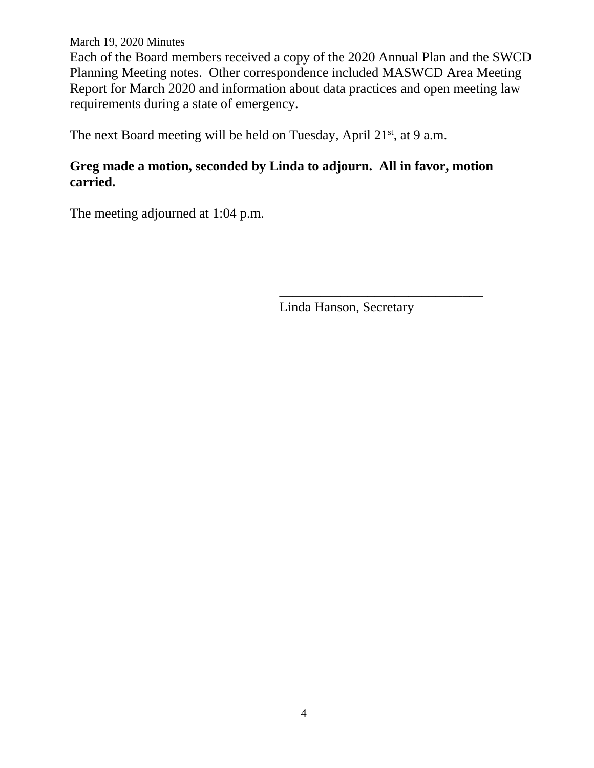Each of the Board members received a copy of the 2020 Annual Plan and the SWCD Planning Meeting notes. Other correspondence included MASWCD Area Meeting Report for March 2020 and information about data practices and open meeting law requirements during a state of emergency.

The next Board meeting will be held on Tuesday, April 21st, at 9 a.m.

**Greg made a motion, seconded by Linda to adjourn. All in favor, motion carried.**

The meeting adjourned at 1:04 p.m.

\_\_\_\_\_\_\_\_\_\_\_\_\_\_\_\_\_\_\_\_\_\_\_\_\_\_\_\_\_\_\_

Linda Hanson, Secretary